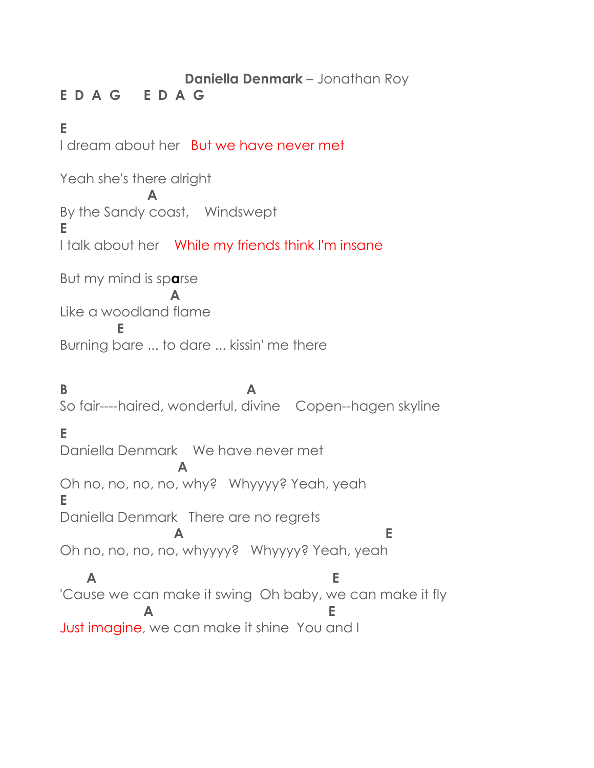**Daniella Denmark** – Jonathan Roy

```
E D A G    E D A G

E
I dream about her   But we have never met

Yeah she's there alright
                  A
By the Sandy coast,    Windswept
E
I talk about her    While my friends think I'm insane

But my mind is sparse
                      A
Like a woodland flame
           E
Burning bare ... to dare ... kissin' me there


B                                   A
So fair----haired, wonderful, divine    Copen--hagen skyline

E
Daniella Denmark    We have never met
                        A
Oh no, no, no, no, why?   Whyyyy? Yeah, yeah
E
Daniella Denmark   There are no regrets
                       A                                  E
Oh no, no, no, no, whyyyy?   Whyyyy? Yeah, yeah

      A                                      E
'Cause we can make it swing  Oh baby, we can make it fly
                 A                             E
Just imagine, we can make it shine  You and I
```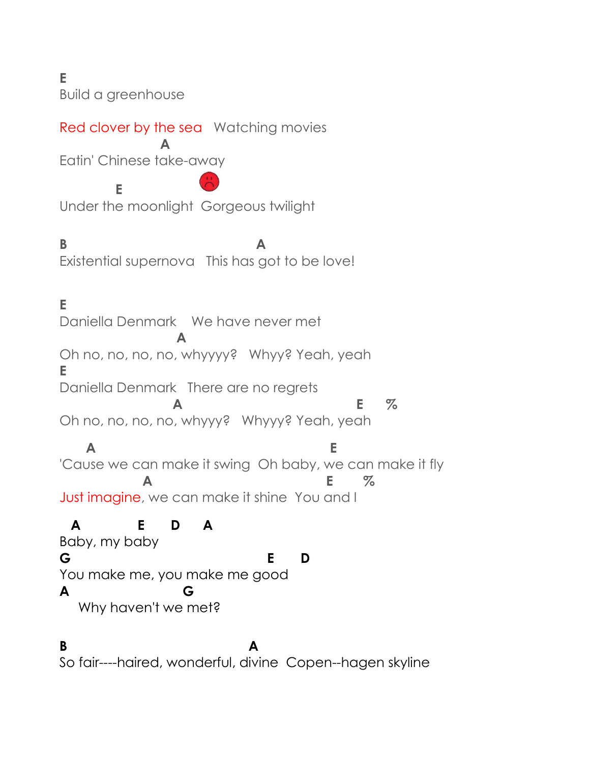```
E
Build a greenhouse

Red clover by the sea   Watching movies
                         A
Eatin' Chinese take-away

          E
Under the moonlight  Gorgeous twilight

B                                A
Existential supernova   This has got to be love!


E
Daniella Denmark    We have never met
                           A
Oh no, no, no, no, whyyyy?   Whyy? Yeah, yeah
E
Daniella Denmark   There are no regrets
                          A                                 E    %
Oh no, no, no, no, whyyy?   Whyyy? Yeah, yeah

     A                                         E
'Cause we can make it swing  Oh baby, we can make it fly
                  A                                  E      %
Just imagine, we can make it shine  You and I

  A          E     D    A
Baby, my baby
G                                        E     D
You make me, you make me good
A                            G
    Why haven't we met?


B                                    A
So fair----haired, wonderful, divine  Copen--hagen skyline
```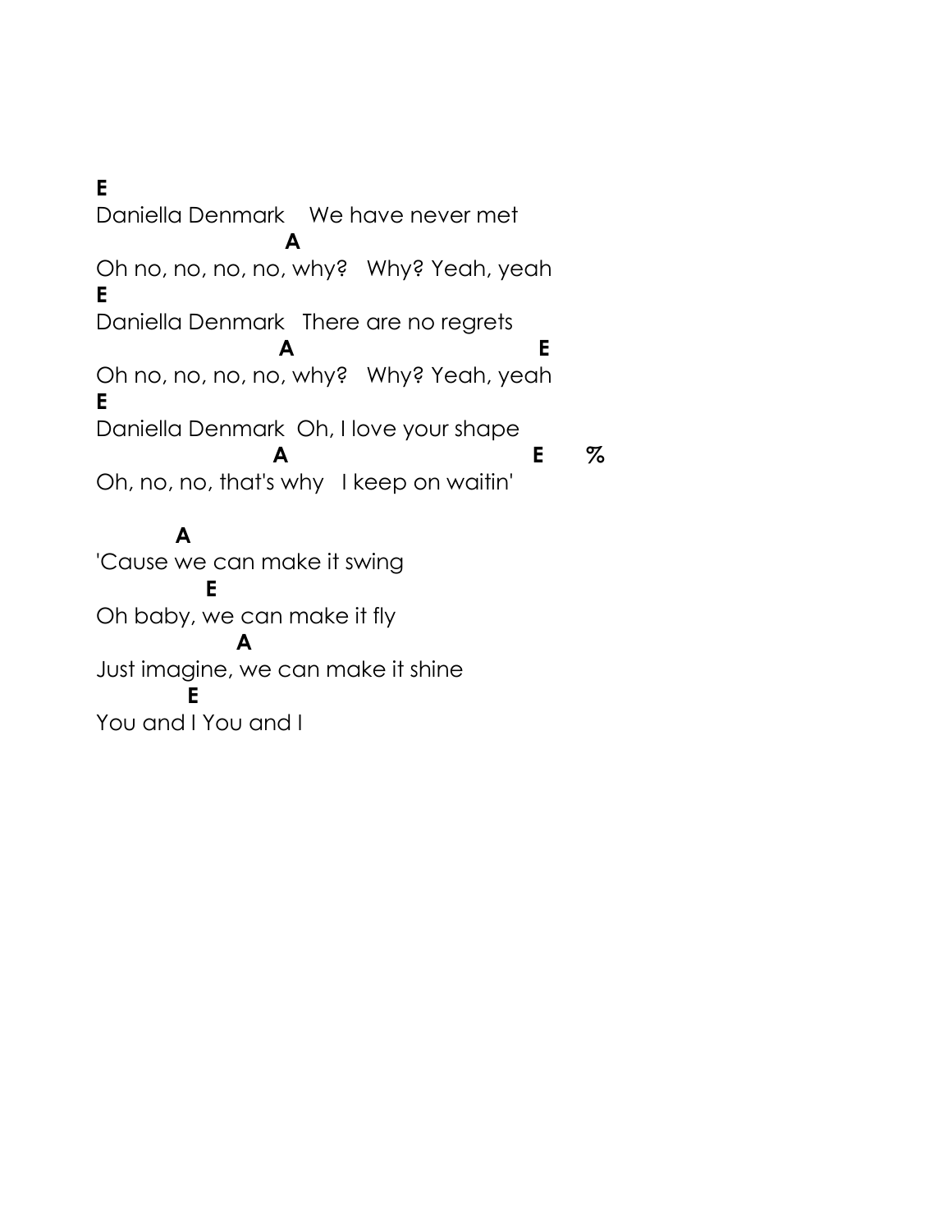```
E
Daniella Denmark    We have never met
                    A
Oh no, no, no, no, why?   Why? Yeah, yeah
E
Daniella Denmark   There are no regrets
                    A                            E
Oh no, no, no, no, why?   Why? Yeah, yeah
E
Daniella Denmark  Oh, I love your shape
                   A                            E      %
Oh, no, no, that's why   I keep on waitin'

        A
'Cause we can make it swing
           E
Oh baby, we can make it fly
              A
Just imagine, we can make it shine
          E
You and I You and I
```